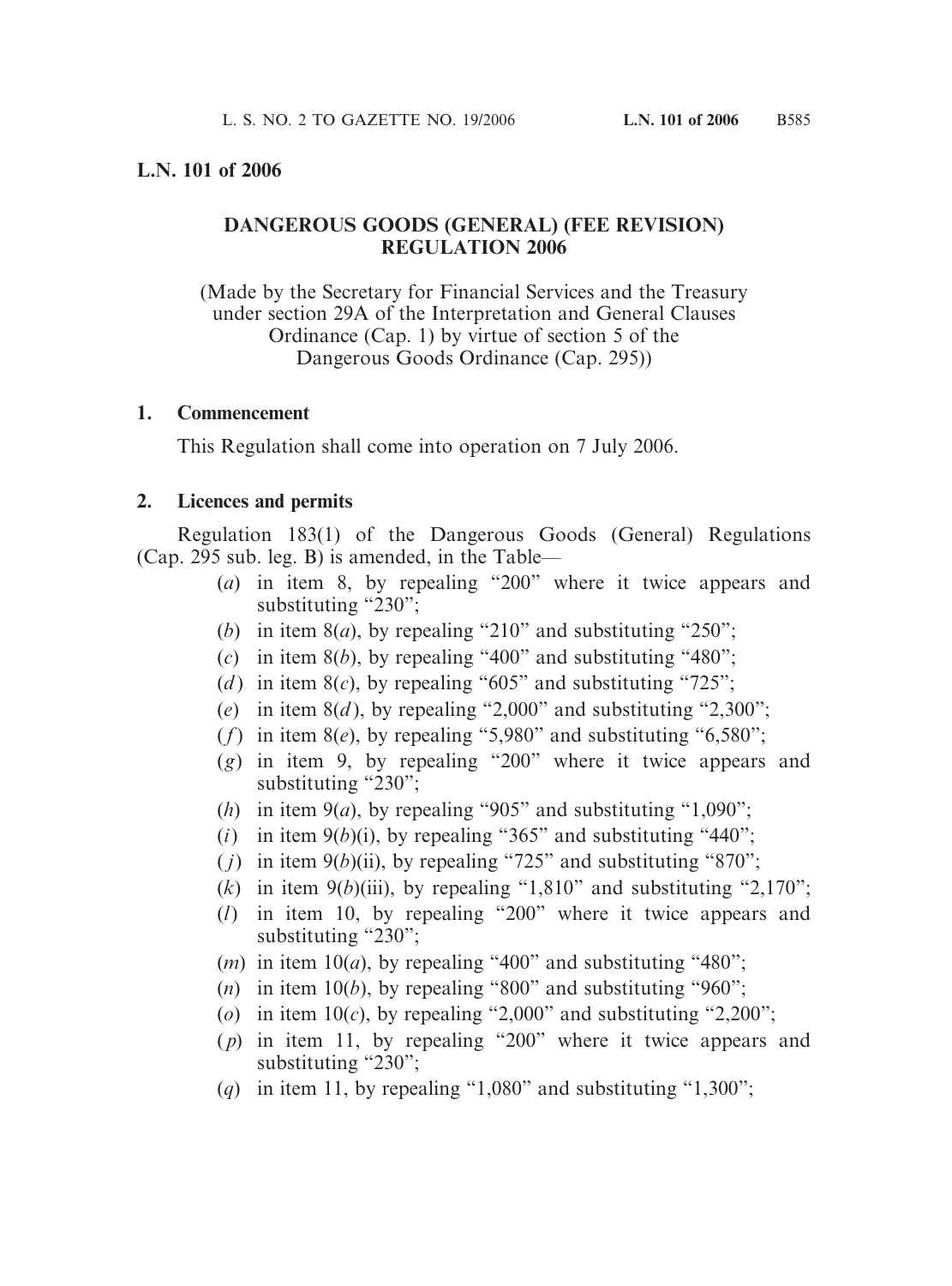## L.N. 101 of 2006

### DANGEROUS GOODS (GENERAL) (FEE REVISION) REGULATION 2006

(Made by the Secretary for Financial Services and the Treasury under section 29A of the Interpretation and General Clauses Ordinance (Cap. 1) by virtue of section 5 of the Dangerous Goods Ordinance (Cap. 295))

**1. Commencement**

This Regulation shall come into operation on 7 July 2006.

**2. Licences and permits**

Regulation 183(1) of the Dangerous Goods (General) Regulations (Cap. 295 sub. leg. B) is amended, in the Table—

(*a*) in item 8, by repealing "200" where it twice appears and substituting "230";

(*b*) in item 8(*a*), by repealing "210" and substituting "250";

(*c*) in item 8(*b*), by repealing "400" and substituting "480";

(*d*) in item 8(*c*), by repealing "605" and substituting "725";

(*e*) in item 8(*d*), by repealing "2,000" and substituting "2,300";

(*f*) in item 8(*e*), by repealing "5,980" and substituting "6,580";

(*g*) in item 9, by repealing "200" where it twice appears and substituting "230";

(*h*) in item 9(*a*), by repealing "905" and substituting "1,090";

(*i*) in item 9(*b*)(i), by repealing "365" and substituting "440";

(*j*) in item 9(*b*)(ii), by repealing "725" and substituting "870";

(*k*) in item 9(*b*)(iii), by repealing "1,810" and substituting "2,170";

(*l*) in item 10, by repealing "200" where it twice appears and substituting "230";

(*m*) in item 10(*a*), by repealing "400" and substituting "480";

(*n*) in item 10(*b*), by repealing "800" and substituting "960";

(*o*) in item 10(*c*), by repealing "2,000" and substituting "2,200";

(*p*) in item 11, by repealing "200" where it twice appears and substituting "230";

(*q*) in item 11, by repealing "1,080" and substituting "1,300";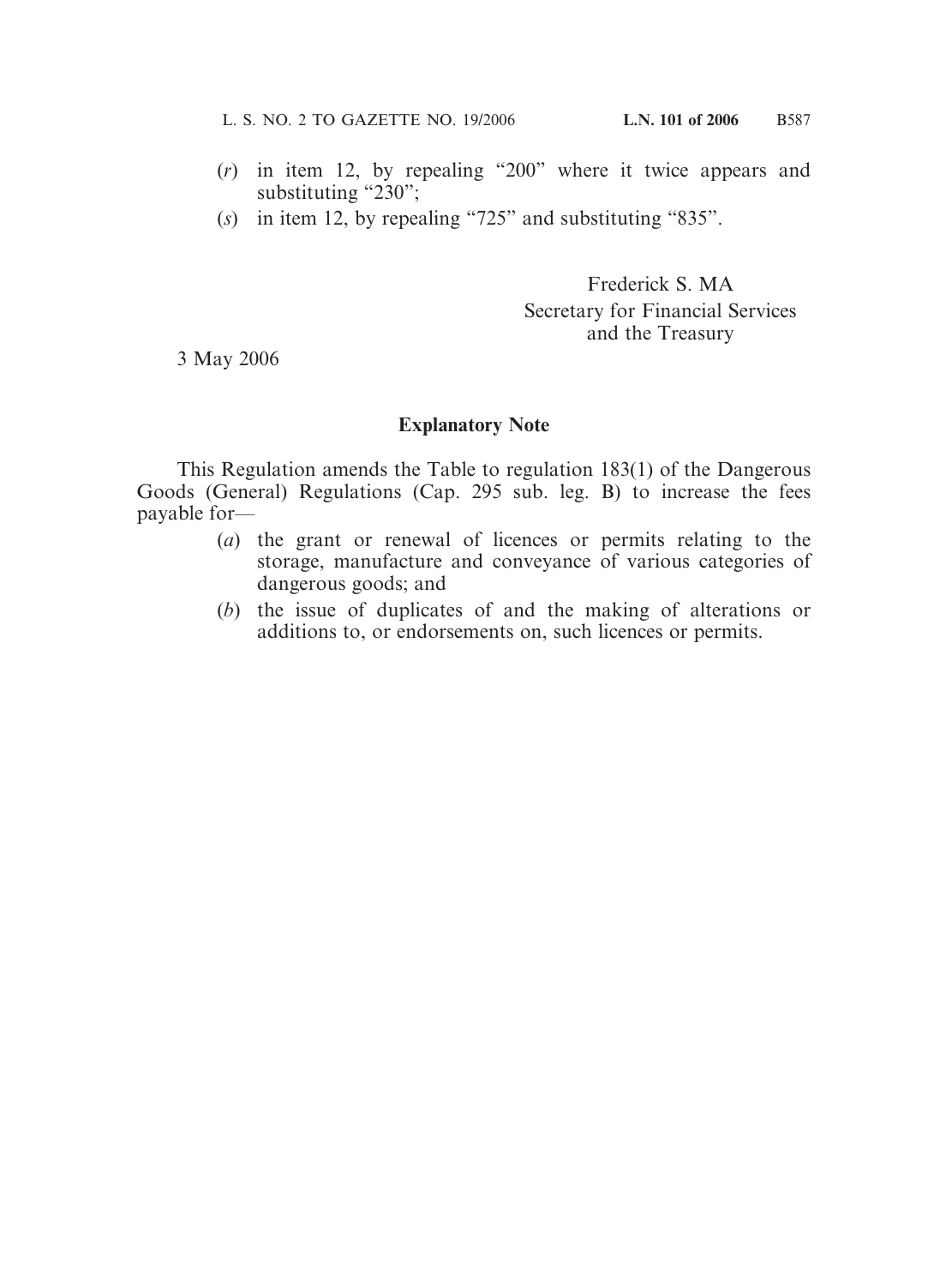(*r*) in item 12, by repealing "200" where it twice appears and substituting "230";

(*s*) in item 12, by repealing "725" and substituting "835".

Frederick S. MA
Secretary for Financial Services and the Treasury

3 May 2006

## Explanatory Note

This Regulation amends the Table to regulation 183(1) of the Dangerous Goods (General) Regulations (Cap. 295 sub. leg. B) to increase the fees payable for—

(*a*) the grant or renewal of licences or permits relating to the storage, manufacture and conveyance of various categories of dangerous goods; and

(*b*) the issue of duplicates of and the making of alterations or additions to, or endorsements on, such licences or permits.